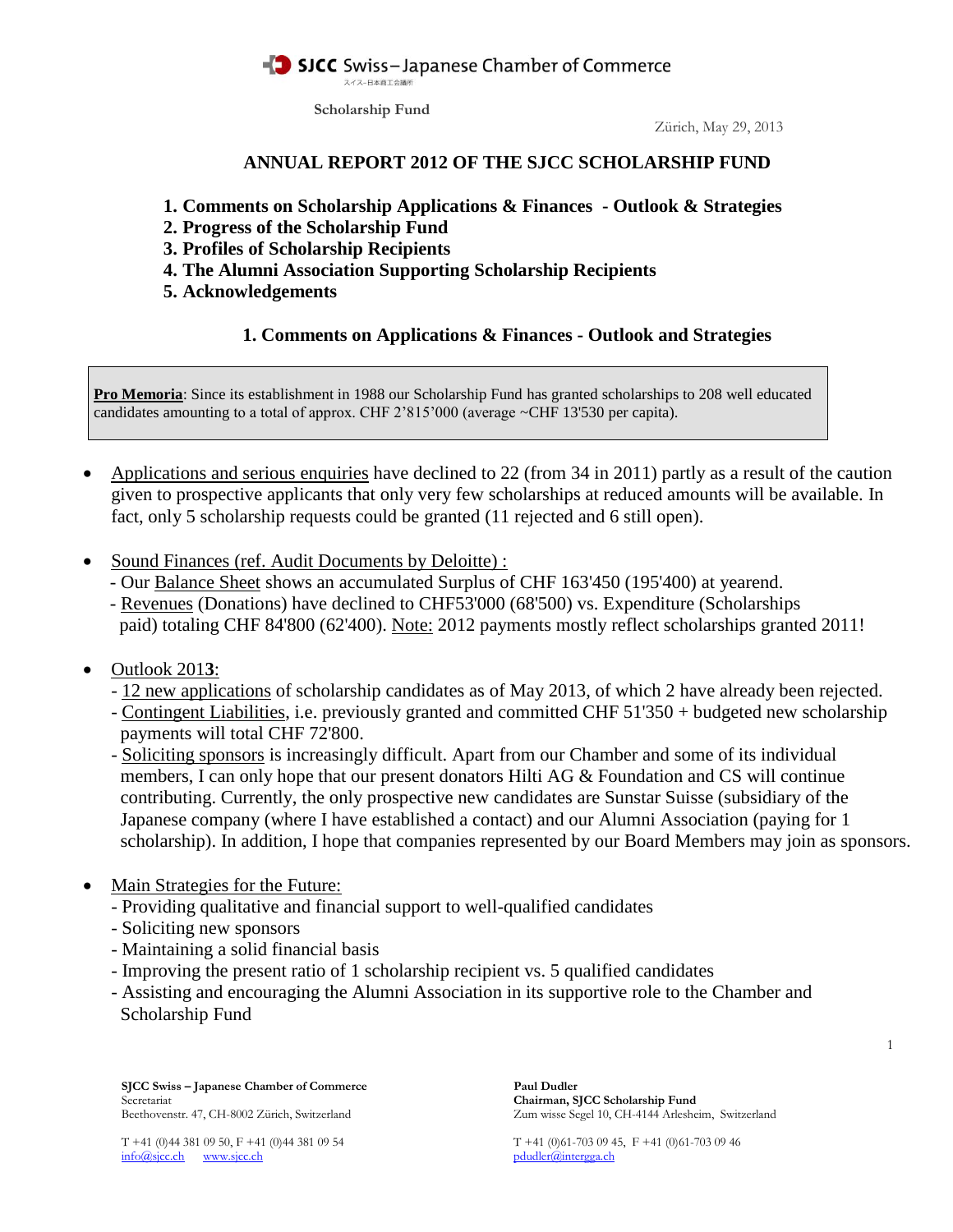SJCC Swiss–Japanese Chamber of Commerce
スイス-日本商工会議所

**Scholarship Fund**

Zürich, May 29, 2013

# ANNUAL REPORT 2012 OF THE SJCC SCHOLARSHIP FUND

1. **Comments on Scholarship Applications & Finances - Outlook & Strategies**
2. **Progress of the Scholarship Fund**
3. **Profiles of Scholarship Recipients**
4. **The Alumni Association Supporting Scholarship Recipients**
5. **Acknowledgements**

## 1. Comments on Applications & Finances - Outlook and Strategies

> **Pro Memoria**: Since its establishment in 1988 our Scholarship Fund has granted scholarships to 208 well educated candidates amounting to a total of approx. CHF 2’815’000 (average ~CHF 13'530 per capita).

- Applications and serious enquiries have declined to 22 (from 34 in 2011) partly as a result of the caution given to prospective applicants that only very few scholarships at reduced amounts will be available. In fact, only 5 scholarship requests could be granted (11 rejected and 6 still open).

- Sound Finances (ref. Audit Documents by Deloitte) :
  - Our Balance Sheet shows an accumulated Surplus of CHF 163'450 (195'400) at yearend.
  - Revenues (Donations) have declined to CHF53'000 (68'500) vs. Expenditure (Scholarships paid) totaling CHF 84'800 (62'400). Note: 2012 payments mostly reflect scholarships granted 2011!

- Outlook 2013:
  - 12 new applications of scholarship candidates as of May 2013, of which 2 have already been rejected.
  - Contingent Liabilities, i.e. previously granted and committed CHF 51'350 + budgeted new scholarship payments will total CHF 72'800.
  - Soliciting sponsors is increasingly difficult. Apart from our Chamber and some of its individual members, I can only hope that our present donators Hilti AG & Foundation and CS will continue contributing. Currently, the only prospective new candidates are Sunstar Suisse (subsidiary of the Japanese company (where I have established a contact) and our Alumni Association (paying for 1 scholarship). In addition, I hope that companies represented by our Board Members may join as sponsors.

- Main Strategies for the Future:
  - Providing qualitative and financial support to well-qualified candidates
  - Soliciting new sponsors
  - Maintaining a solid financial basis
  - Improving the present ratio of 1 scholarship recipient vs. 5 qualified candidates
  - Assisting and encouraging the Alumni Association in its supportive role to the Chamber and Scholarship Fund

**SJCC Swiss – Japanese Chamber of Commerce**
Secretariat
Beethovenstr. 47, CH-8002 Zürich, Switzerland

T +41 (0)44 381 09 50, F +41 (0)44 381 09 54
info@sjcc.ch www.sjcc.ch

**Paul Dudler**
**Chairman, SJCC Scholarship Fund**
Zum wisse Segel 10, CH-4144 Arlesheim, Switzerland

T +41 (0)61-703 09 45, F +41 (0)61-703 09 46
pdudler@intergga.ch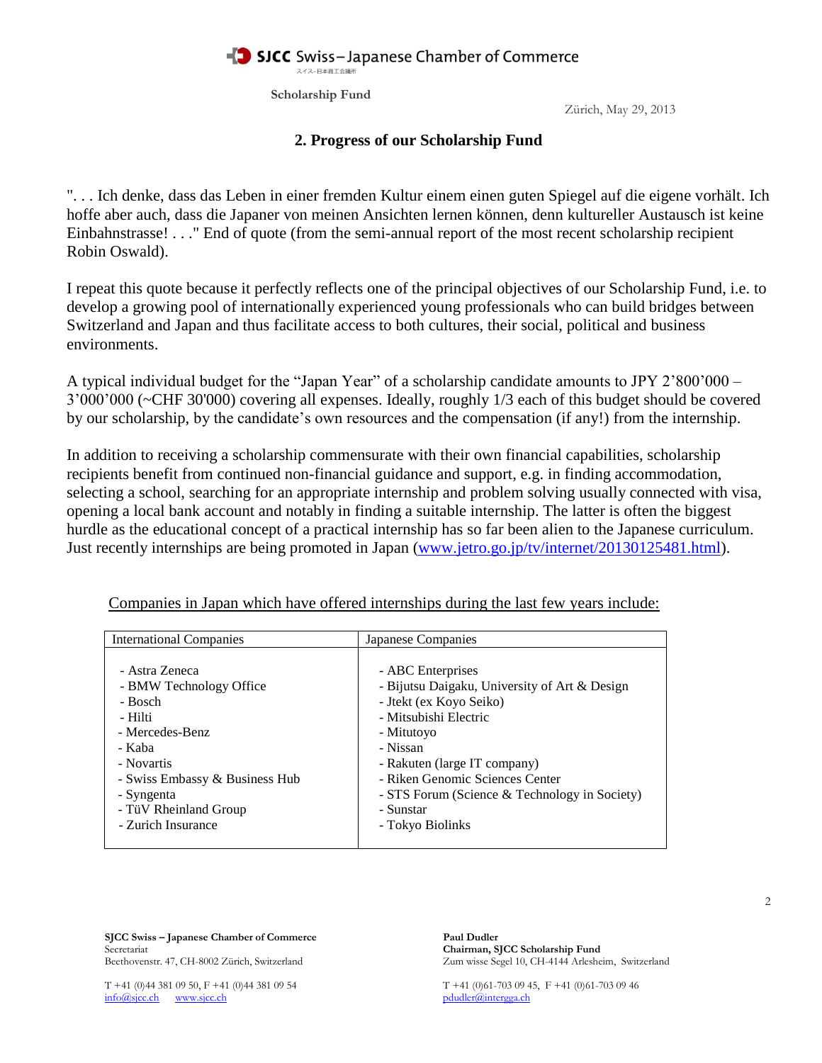**SJCC Swiss–Japanese Chamber of Commerce**
スイス–日本商工会議所

**Scholarship Fund**

Zürich, May 29, 2013

## 2. Progress of our Scholarship Fund

". . . Ich denke, dass das Leben in einer fremden Kultur einem einen guten Spiegel auf die eigene vorhält. Ich hoffe aber auch, dass die Japaner von meinen Ansichten lernen können, denn kultureller Austausch ist keine Einbahnstrasse! . . ." End of quote (from the semi-annual report of the most recent scholarship recipient Robin Oswald).

I repeat this quote because it perfectly reflects one of the principal objectives of our Scholarship Fund, i.e. to develop a growing pool of internationally experienced young professionals who can build bridges between Switzerland and Japan and thus facilitate access to both cultures, their social, political and business environments.

A typical individual budget for the "Japan Year" of a scholarship candidate amounts to JPY 2'800'000 – 3'000'000 (~CHF 30'000) covering all expenses. Ideally, roughly 1/3 each of this budget should be covered by our scholarship, by the candidate's own resources and the compensation (if any!) from the internship.

In addition to receiving a scholarship commensurate with their own financial capabilities, scholarship recipients benefit from continued non-financial guidance and support, e.g. in finding accommodation, selecting a school, searching for an appropriate internship and problem solving usually connected with visa, opening a local bank account and notably in finding a suitable internship. The latter is often the biggest hurdle as the educational concept of a practical internship has so far been alien to the Japanese curriculum. Just recently internships are being promoted in Japan (www.jetro.go.jp/tv/internet/20130125481.html).

Companies in Japan which have offered internships during the last few years include:

| International Companies | Japanese Companies |
|---|---|
| - Astra Zeneca<br>- BMW Technology Office<br>- Bosch<br>- Hilti<br>- Mercedes-Benz<br>- Kaba<br>- Novartis<br>- Swiss Embassy & Business Hub<br>- Syngenta<br>- TüV Rheinland Group<br>- Zurich Insurance | - ABC Enterprises<br>- Bijutsu Daigaku, University of Art & Design<br>- Jtekt (ex Koyo Seiko)<br>- Mitsubishi Electric<br>- Mitutoyo<br>- Nissan<br>- Rakuten (large IT company)<br>- Riken Genomic Sciences Center<br>- STS Forum (Science & Technology in Society)<br>- Sunstar<br>- Tokyo Biolinks |

**SJCC Swiss – Japanese Chamber of Commerce**
Secretariat
Beethovenstr. 47, CH-8002 Zürich, Switzerland

T +41 (0)44 381 09 50, F +41 (0)44 381 09 54
info@sjcc.ch www.sjcc.ch

**Paul Dudler**
**Chairman, SJCC Scholarship Fund**
Zum wisse Segel 10, CH-4144 Arlesheim, Switzerland

T +41 (0)61-703 09 45, F +41 (0)61-703 09 46
pdudler@intergga.ch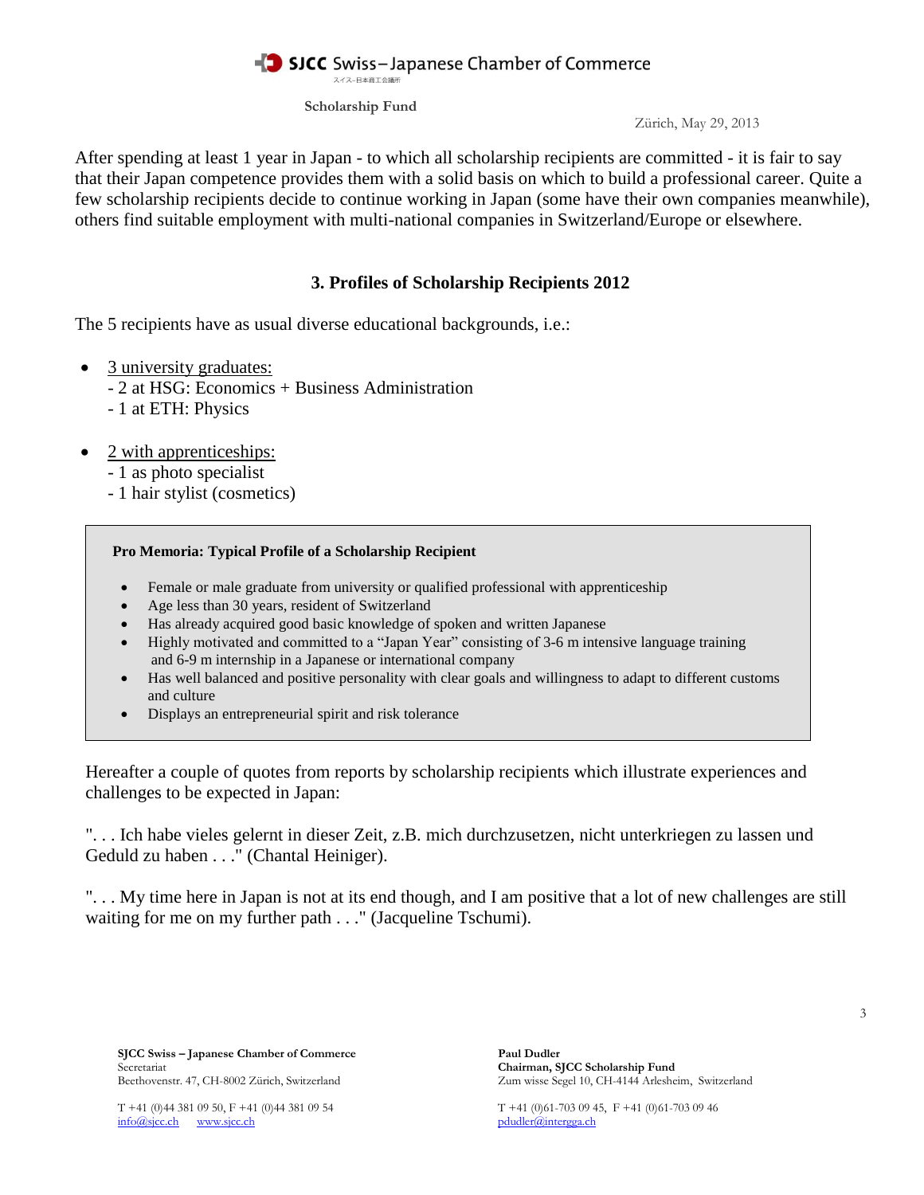After spending at least 1 year in Japan - to which all scholarship recipients are committed - it is fair to say that their Japan competence provides them with a solid basis on which to build a professional career. Quite a few scholarship recipients decide to continue working in Japan (some have their own companies meanwhile), others find suitable employment with multi-national companies in Switzerland/Europe or elsewhere.

## 3. Profiles of Scholarship Recipients 2012

The 5 recipients have as usual diverse educational backgrounds, i.e.:

- <u>3 university graduates:</u>
  - 2 at HSG: Economics + Business Administration
  - 1 at ETH: Physics

- <u>2 with apprenticeships:</u>
  - 1 as photo specialist
  - 1 hair stylist (cosmetics)

**Pro Memoria: Typical Profile of a Scholarship Recipient**

- Female or male graduate from university or qualified professional with apprenticeship
- Age less than 30 years, resident of Switzerland
- Has already acquired good basic knowledge of spoken and written Japanese
- Highly motivated and committed to a "Japan Year" consisting of 3-6 m intensive language training and 6-9 m internship in a Japanese or international company
- Has well balanced and positive personality with clear goals and willingness to adapt to different customs and culture
- Displays an entrepreneurial spirit and risk tolerance

Hereafter a couple of quotes from reports by scholarship recipients which illustrate experiences and challenges to be expected in Japan:

". . . Ich habe vieles gelernt in dieser Zeit, z.B. mich durchzusetzen, nicht unterkriegen zu lassen und Geduld zu haben . . ." (Chantal Heiniger).

". . . My time here in Japan is not at its end though, and I am positive that a lot of new challenges are still waiting for me on my further path . . ." (Jacqueline Tschumi).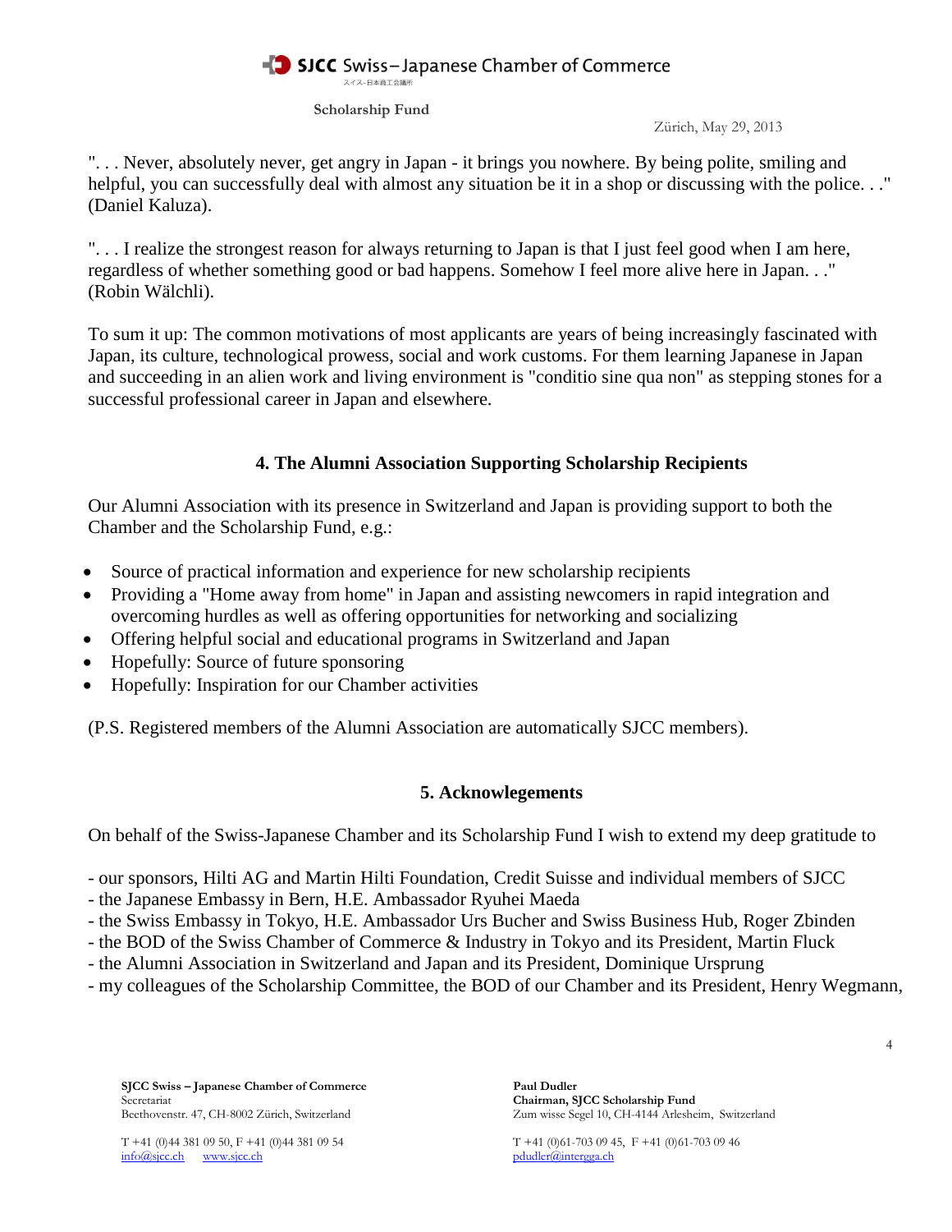". . . Never, absolutely never, get angry in Japan - it brings you nowhere. By being polite, smiling and helpful, you can successfully deal with almost any situation be it in a shop or discussing with the police. . ." (Daniel Kaluza).

". . . I realize the strongest reason for always returning to Japan is that I just feel good when I am here, regardless of whether something good or bad happens. Somehow I feel more alive here in Japan. . ." (Robin Wälchli).

To sum it up: The common motivations of most applicants are years of being increasingly fascinated with Japan, its culture, technological prowess, social and work customs. For them learning Japanese in Japan and succeeding in an alien work and living environment is "conditio sine qua non" as stepping stones for a successful professional career in Japan and elsewhere.

## 4. The Alumni Association Supporting Scholarship Recipients

Our Alumni Association with its presence in Switzerland and Japan is providing support to both the Chamber and the Scholarship Fund, e.g.:

- Source of practical information and experience for new scholarship recipients
- Providing a "Home away from home" in Japan and assisting newcomers in rapid integration and overcoming hurdles as well as offering opportunities for networking and socializing
- Offering helpful social and educational programs in Switzerland and Japan
- Hopefully: Source of future sponsoring
- Hopefully: Inspiration for our Chamber activities

(P.S. Registered members of the Alumni Association are automatically SJCC members).

## 5. Acknowlegements

On behalf of the Swiss-Japanese Chamber and its Scholarship Fund I wish to extend my deep gratitude to

- our sponsors, Hilti AG and Martin Hilti Foundation, Credit Suisse and individual members of SJCC
- the Japanese Embassy in Bern, H.E. Ambassador Ryuhei Maeda
- the Swiss Embassy in Tokyo, H.E. Ambassador Urs Bucher and Swiss Business Hub, Roger Zbinden
- the BOD of the Swiss Chamber of Commerce & Industry in Tokyo and its President, Martin Fluck
- the Alumni Association in Switzerland and Japan and its President, Dominique Ursprung
- my colleagues of the Scholarship Committee, the BOD of our Chamber and its President, Henry Wegmann,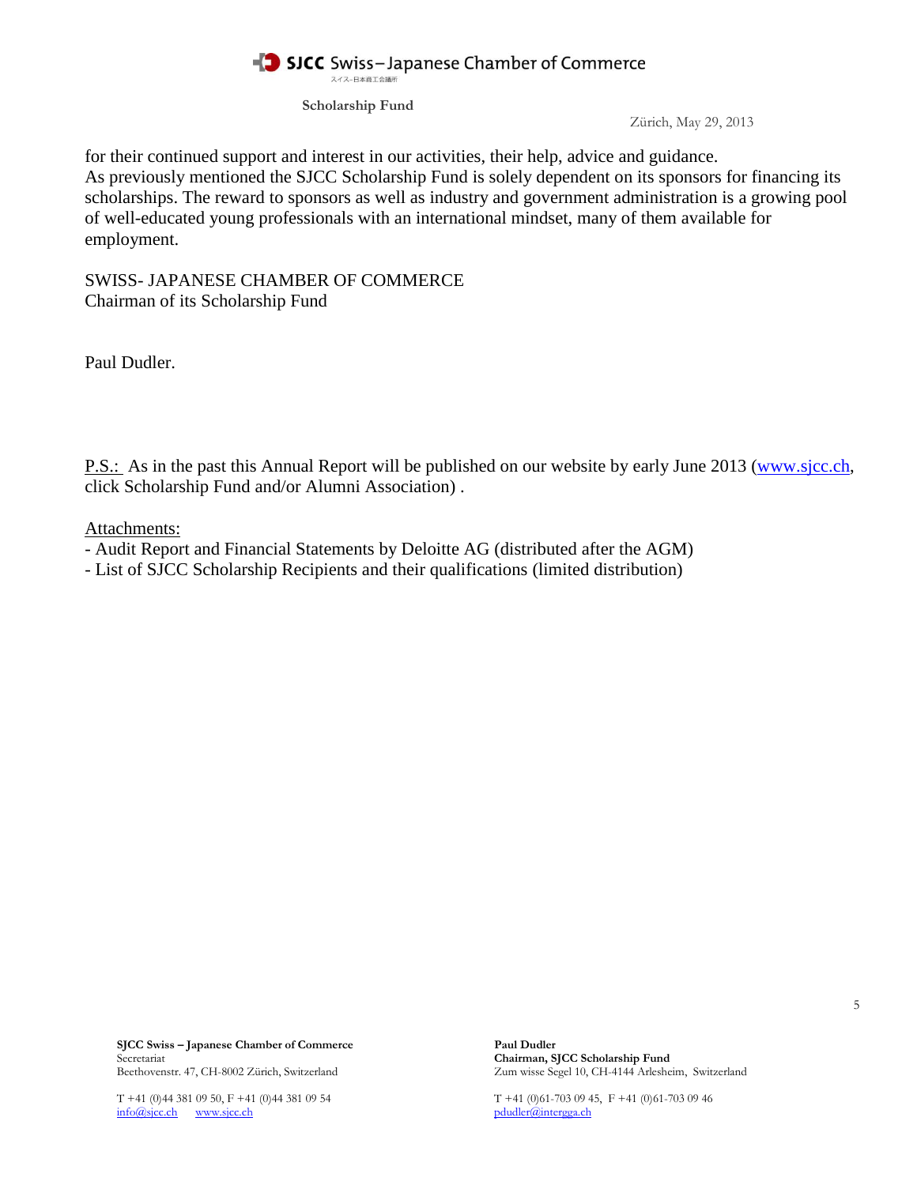for their continued support and interest in our activities, their help, advice and guidance.
As previously mentioned the SJCC Scholarship Fund is solely dependent on its sponsors for financing its scholarships. The reward to sponsors as well as industry and government administration is a growing pool of well-educated young professionals with an international mindset, many of them available for employment.

SWISS- JAPANESE CHAMBER OF COMMERCE
Chairman of its Scholarship Fund

Paul Dudler.

P.S.: As in the past this Annual Report will be published on our website by early June 2013 (www.sjcc.ch, click Scholarship Fund and/or Alumni Association) .

Attachments:
- Audit Report and Financial Statements by Deloitte AG (distributed after the AGM)
- List of SJCC Scholarship Recipients and their qualifications (limited distribution)